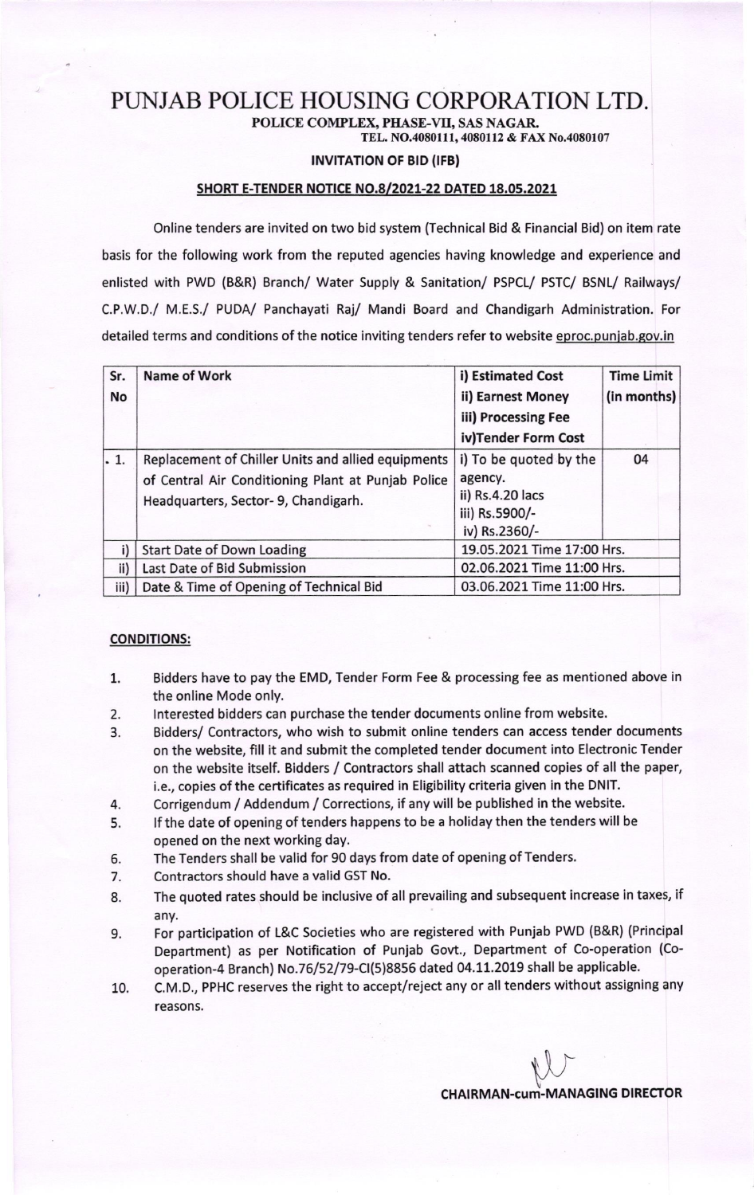# PUNJAB POLICE HOUSING CORPORATION LTD.

**POLICE COMPLEX, PHASE-VII, SAS NAGAR.**
**TEL. NO.4080111, 4080112 & FAX No.4080107**

**INVITATION OF BID (IFB)**

**SHORT E-TENDER NOTICE NO.8/2021-22 DATED 18.05.2021**

Online tenders are invited on two bid system (Technical Bid & Financial Bid) on item rate basis for the following work from the reputed agencies having knowledge and experience and enlisted with PWD (B&R) Branch/ Water Supply & Sanitation/ PSPCL/ PSTC/ BSNL/ Railways/ C.P.W.D./ M.E.S./ PUDA/ Panchayati Raj/ Mandi Board and Chandigarh Administration. For detailed terms and conditions of the notice inviting tenders refer to website eproc.punjab.gov.in

| Sr. No | Name of Work | i) Estimated Cost<br>ii) Earnest Money<br>iii) Processing Fee<br>iv)Tender Form Cost | Time Limit (in months) |
|---|---|---|---|
| 1. | Replacement of Chiller Units and allied equipments of Central Air Conditioning Plant at Punjab Police Headquarters, Sector- 9, Chandigarh. | i) To be quoted by the agency.<br>ii) Rs.4.20 lacs<br>iii) Rs.5900/-<br>iv) Rs.2360/- | 04 |
| i) | Start Date of Down Loading | 19.05.2021 Time 17:00 Hrs. | |
| ii) | Last Date of Bid Submission | 02.06.2021 Time 11:00 Hrs. | |
| iii) | Date & Time of Opening of Technical Bid | 03.06.2021 Time 11:00 Hrs. | |

**CONDITIONS:**

1. Bidders have to pay the EMD, Tender Form Fee & processing fee as mentioned above in the online Mode only.
2. Interested bidders can purchase the tender documents online from website.
3. Bidders/ Contractors, who wish to submit online tenders can access tender documents on the website, fill it and submit the completed tender document into Electronic Tender on the website itself. Bidders / Contractors shall attach scanned copies of all the paper, i.e., copies of the certificates as required in Eligibility criteria given in the DNIT.
4. Corrigendum / Addendum / Corrections, if any will be published in the website.
5. If the date of opening of tenders happens to be a holiday then the tenders will be opened on the next working day.
6. The Tenders shall be valid for 90 days from date of opening of Tenders.
7. Contractors should have a valid GST No.
8. The quoted rates should be inclusive of all prevailing and subsequent increase in taxes, if any.
9. For participation of L&C Societies who are registered with Punjab PWD (B&R) (Principal Department) as per Notification of Punjab Govt., Department of Co-operation (Co-operation-4 Branch) No.76/52/79-CI(5)8856 dated 04.11.2019 shall be applicable.
10. C.M.D., PPHC reserves the right to accept/reject any or all tenders without assigning any reasons.

**CHAIRMAN-cum-MANAGING DIRECTOR**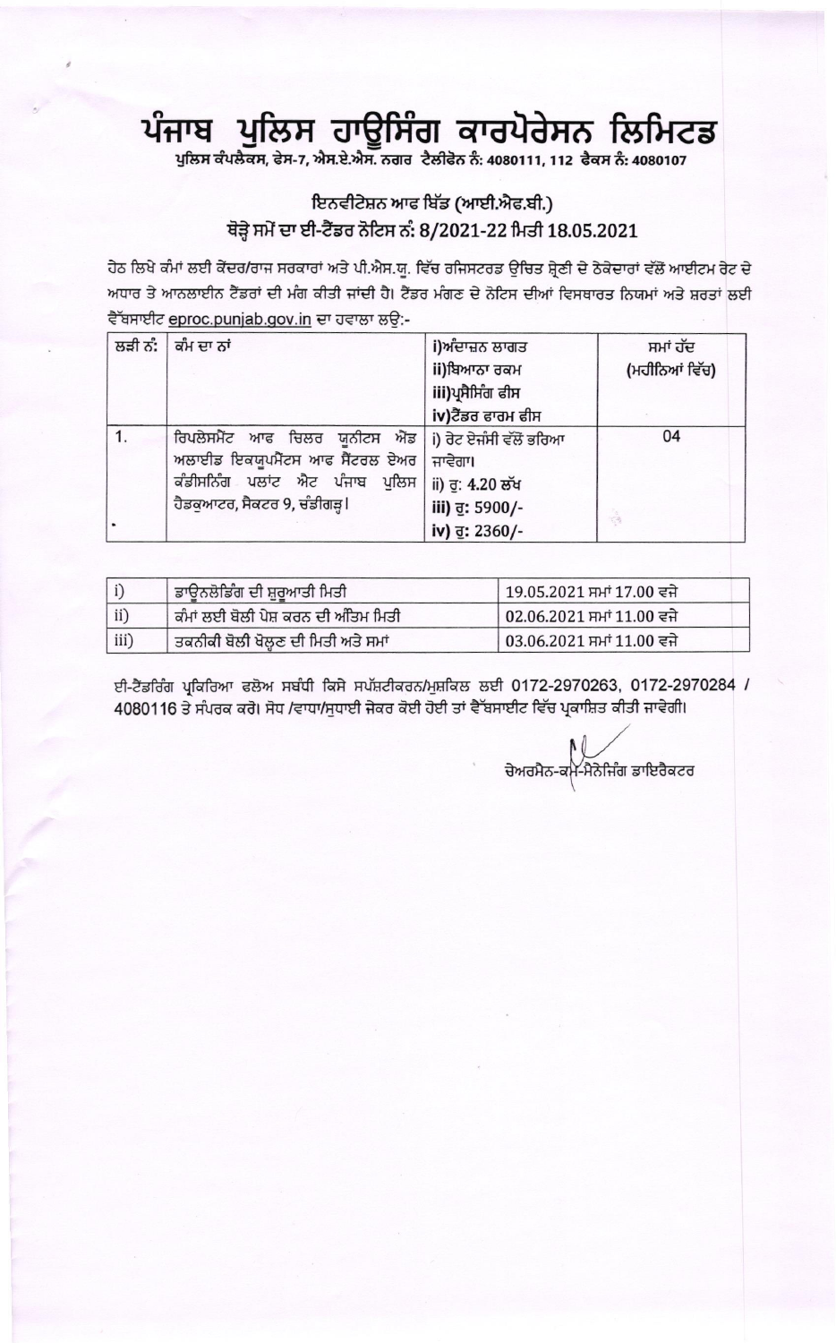# ਪੰਜਾਬ ਪੁਲਿਸ ਹਾਊਸਿੰਗ ਕਾਰਪੋਰੇਸ਼ਨ ਲਿਮਿਟਡ

ਪੁਲਿਸ ਕੰਪਲੈਕਸ, ਫੇਸ-7, ਐਸ.ਏ.ਐਸ. ਨਗਰ ਟੈਲੀਫੋਨ ਨੰ: 4080111, 112 ਫੈਕਸ ਨੰ: 4080107

## ਇਨਵੀਟੇਸ਼ਨ ਆਫ ਬਿੱਡ (ਆਈ.ਐਫ.ਬੀ.)

## ਥੋੜ੍ਹੇ ਸਮੇਂ ਦਾ ਈ-ਟੈਂਡਰ ਨੋਟਿਸ ਨੰ: 8/2021-22 ਮਿਤੀ 18.05.2021

ਹੇਠ ਲਿਖੇ ਕੰਮਾਂ ਲਈ ਕੇਂਦਰ/ਰਾਜ ਸਰਕਾਰਾਂ ਅਤੇ ਪੀ.ਐਸ.ਯੂ. ਵਿੱਚ ਰਜਿਸਟਰਡ ਉਚਿਤ ਸ਼੍ਰੇਣੀ ਦੇ ਠੇਕੇਦਾਰਾਂ ਵੱਲੋਂ ਆਈਟਮ ਰੇਟ ਦੇ ਅਧਾਰ ਤੇ ਆਨਲਾਈਨ ਟੈਂਡਰਾਂ ਦੀ ਮੰਗ ਕੀਤੀ ਜਾਂਦੀ ਹੈ। ਟੈਂਡਰ ਮੰਗਣ ਦੇ ਨੋਟਿਸ ਦੀਆਂ ਵਿਸਥਾਰਤ ਨਿਯਮਾਂ ਅਤੇ ਸ਼ਰਤਾਂ ਲਈ ਵੈੱਬਸਾਈਟ eproc.punjab.gov.in ਦਾ ਹਵਾਲਾ ਲਓ:-

| ਲੜੀ ਨੰ: | ਕੰਮ ਦਾ ਨਾਂ | i)ਅੰਦਾਜ਼ਨ ਲਾਗਤ<br>ii)ਬਿਆਨਾ ਰਕਮ<br>iii)ਪ੍ਰਸੈਸਿੰਗ ਫੀਸ<br>iv)ਟੈਂਡਰ ਫਾਰਮ ਫੀਸ | ਸਮਾਂ ਹੱਦ (ਮਹੀਨਿਆਂ ਵਿੱਚ) |
|---|---|---|---|
| 1. | ਰਿਪਲੇਸਮੈਂਟ ਆਫ ਚਿਲਰ ਯੂਨੀਟਸ ਐਂਡ ਅਲਾਈਡ ਇਕਯੂਪਮੈਂਟਸ ਆਫ ਸੈਂਟਰਲ ਏਅਰ ਕੰਡੀਸਨਿੰਗ ਪਲਾਂਟ ਐਟ ਪੰਜਾਬ ਪੁਲਿਸ ਹੈਡਕੁਆਟਰ, ਸੈਕਟਰ 9, ਚੰਡੀਗੜ੍ਹ। | i) ਰੇਟ ਏਜੰਸੀ ਵੱਲੋਂ ਭਰਿਆ ਜਾਵੇਗਾ।<br>ii) ਰੁ: 4.20 ਲੱਖ<br>iii) ਰੁ: 5900/-<br>iv) ਰੁ: 2360/- | 04 |

| | | |
|---|---|---|
| i) | ਡਾਊਨਲੋਡਿੰਗ ਦੀ ਸ਼ੁਰੂਆਤੀ ਮਿਤੀ | 19.05.2021 ਸਮਾਂ 17.00 ਵਜੇ |
| ii) | ਕੰਮਾਂ ਲਈ ਬੋਲੀ ਪੇਸ਼ ਕਰਨ ਦੀ ਅੰਤਿਮ ਮਿਤੀ | 02.06.2021 ਸਮਾਂ 11.00 ਵਜੇ |
| iii) | ਤਕਨੀਕੀ ਬੋਲੀ ਖੋਲ੍ਹਣ ਦੀ ਮਿਤੀ ਅਤੇ ਸਮਾਂ | 03.06.2021 ਸਮਾਂ 11.00 ਵਜੇ |

ਈ-ਟੈਂਡਰਿੰਗ ਪ੍ਰਕਿਰਿਆ ਫਲੋਅ ਸਬੰਧੀ ਕਿਸੇ ਸਪੱਸ਼ਟੀਕਰਨ/ਮੁਸ਼ਕਿਲ ਲਈ 0172-2970263, 0172-2970284 / 4080116 ਤੇ ਸੰਪਰਕ ਕਰੋ। ਸੋਧ /ਵਾਧਾ/ਸੁਧਾਈ ਜੇਕਰ ਕੋਈ ਹੋਈ ਤਾਂ ਵੈੱਬਸਾਈਟ ਵਿੱਚ ਪ੍ਰਕਾਸ਼ਿਤ ਕੀਤੀ ਜਾਵੇਗੀ।

ਚੇਅਰਮੈਨ-ਕਮ-ਮੈਨੇਜਿੰਗ ਡਾਇਰੈਕਟਰ